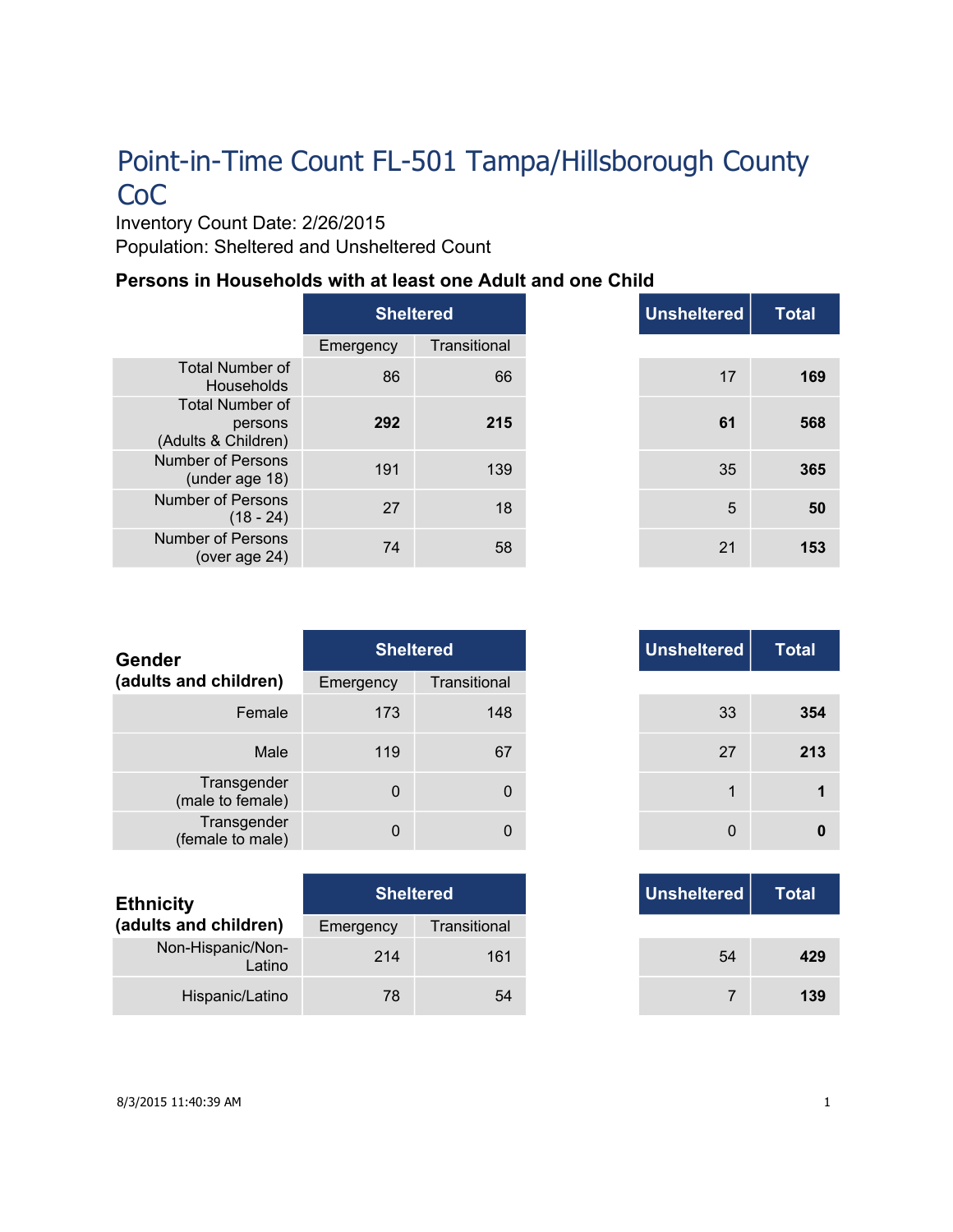# Point-in-Time Count FL-501 Tampa/Hillsborough County CoC

Inventory Count Date: 2/26/2015

Population: Sheltered and Unsheltered Count

### Persons in Households with at least one Adult and one Child

| | Sheltered | | Unsheltered | Total |
|---|---|---|---|---|
| | Emergency | Transitional | | |
| Total Number of Households | 86 | 66 | 17 | **169** |
| Total Number of persons (Adults & Children) | **292** | **215** | **61** | **568** |
| Number of Persons (under age 18) | 191 | 139 | 35 | **365** |
| Number of Persons (18 - 24) | 27 | 18 | 5 | **50** |
| Number of Persons (over age 24) | 74 | 58 | 21 | **153** |

| Gender (adults and children) | Sheltered | | Unsheltered | Total |
|---|---|---|---|---|
| | Emergency | Transitional | | |
| Female | 173 | 148 | 33 | **354** |
| Male | 119 | 67 | 27 | **213** |
| Transgender (male to female) | 0 | 0 | 1 | **1** |
| Transgender (female to male) | 0 | 0 | 0 | **0** |

| Ethnicity (adults and children) | Sheltered | | Unsheltered | Total |
|---|---|---|---|---|
| | Emergency | Transitional | | |
| Non-Hispanic/Non-Latino | 214 | 161 | 54 | **429** |
| Hispanic/Latino | 78 | 54 | 7 | **139** |

8/3/2015 11:40:39 AM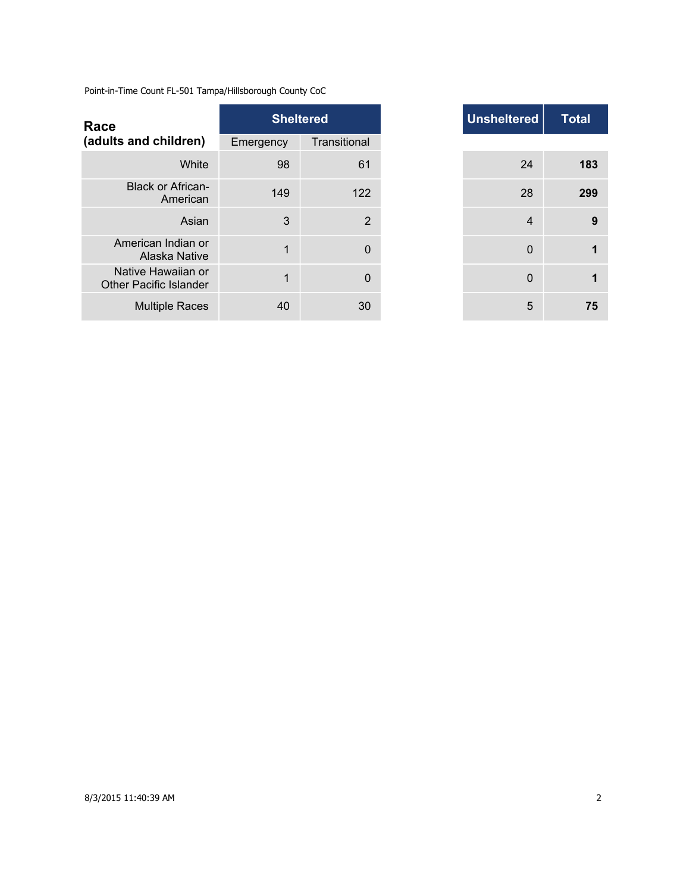Point-in-Time Count FL-501 Tampa/Hillsborough County CoC

| Race (adults and children) | Sheltered | | Unsheltered | Total |
|---|---|---|---|---|
| | Emergency | Transitional | | |
| White | 98 | 61 | 24 | **183** |
| Black or African-American | 149 | 122 | 28 | **299** |
| Asian | 3 | 2 | 4 | **9** |
| American Indian or Alaska Native | 1 | 0 | 0 | **1** |
| Native Hawaiian or Other Pacific Islander | 1 | 0 | 0 | **1** |
| Multiple Races | 40 | 30 | 5 | **75** |

8/3/2015 11:40:39 AM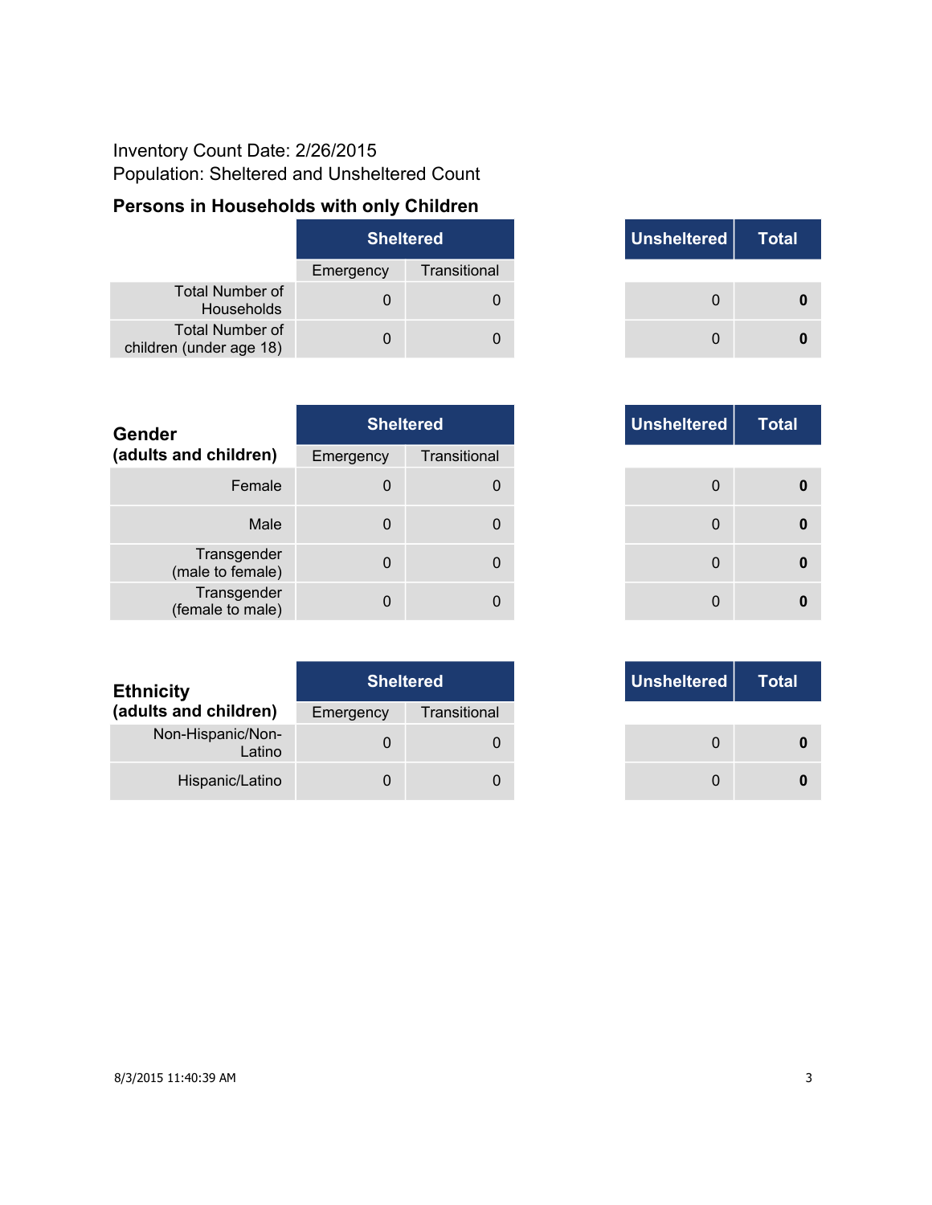Inventory Count Date: 2/26/2015
Population: Sheltered and Unsheltered Count

## Persons in Households with only Children

| | Sheltered | | Unsheltered | Total |
|---|---|---|---|---|
| | Emergency | Transitional | | |
| Total Number of Households | 0 | 0 | 0 | **0** |
| Total Number of children (under age 18) | 0 | 0 | 0 | **0** |

| **Gender (adults and children)** | Sheltered | | Unsheltered | Total |
|---|---|---|---|---|
| | Emergency | Transitional | | |
| Female | 0 | 0 | 0 | **0** |
| Male | 0 | 0 | 0 | **0** |
| Transgender (male to female) | 0 | 0 | 0 | **0** |
| Transgender (female to male) | 0 | 0 | 0 | **0** |

| **Ethnicity (adults and children)** | Sheltered | | Unsheltered | Total |
|---|---|---|---|---|
| | Emergency | Transitional | | |
| Non-Hispanic/Non-Latino | 0 | 0 | 0 | **0** |
| Hispanic/Latino | 0 | 0 | 0 | **0** |

8/3/2015 11:40:39 AM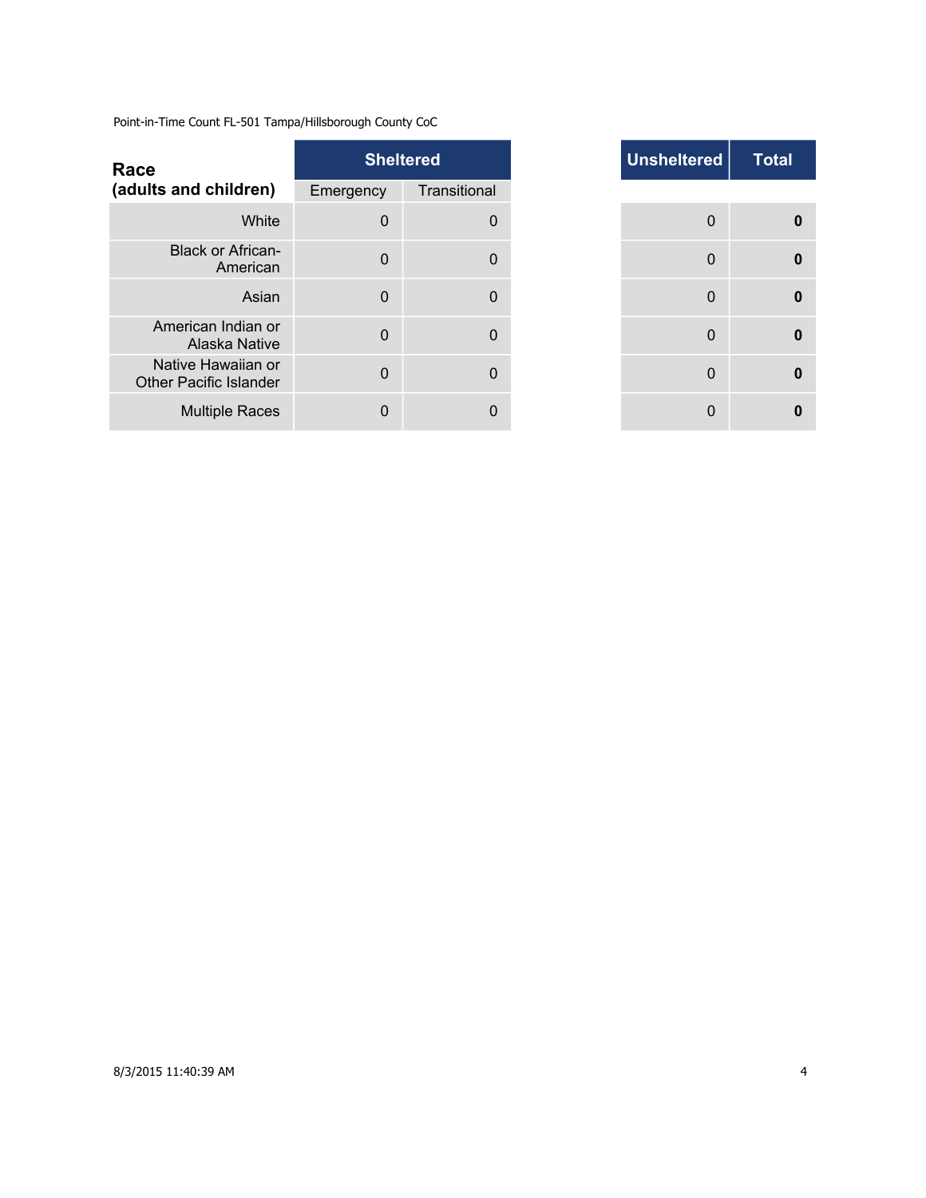Point-in-Time Count FL-501 Tampa/Hillsborough County CoC

| Race (adults and children) | Sheltered | | Unsheltered | Total |
|---|---|---|---|---|
| | Emergency | Transitional | | |
| White | 0 | 0 | 0 | **0** |
| Black or African-American | 0 | 0 | 0 | **0** |
| Asian | 0 | 0 | 0 | **0** |
| American Indian or Alaska Native | 0 | 0 | 0 | **0** |
| Native Hawaiian or Other Pacific Islander | 0 | 0 | 0 | **0** |
| Multiple Races | 0 | 0 | 0 | **0** |

8/3/2015 11:40:39 AM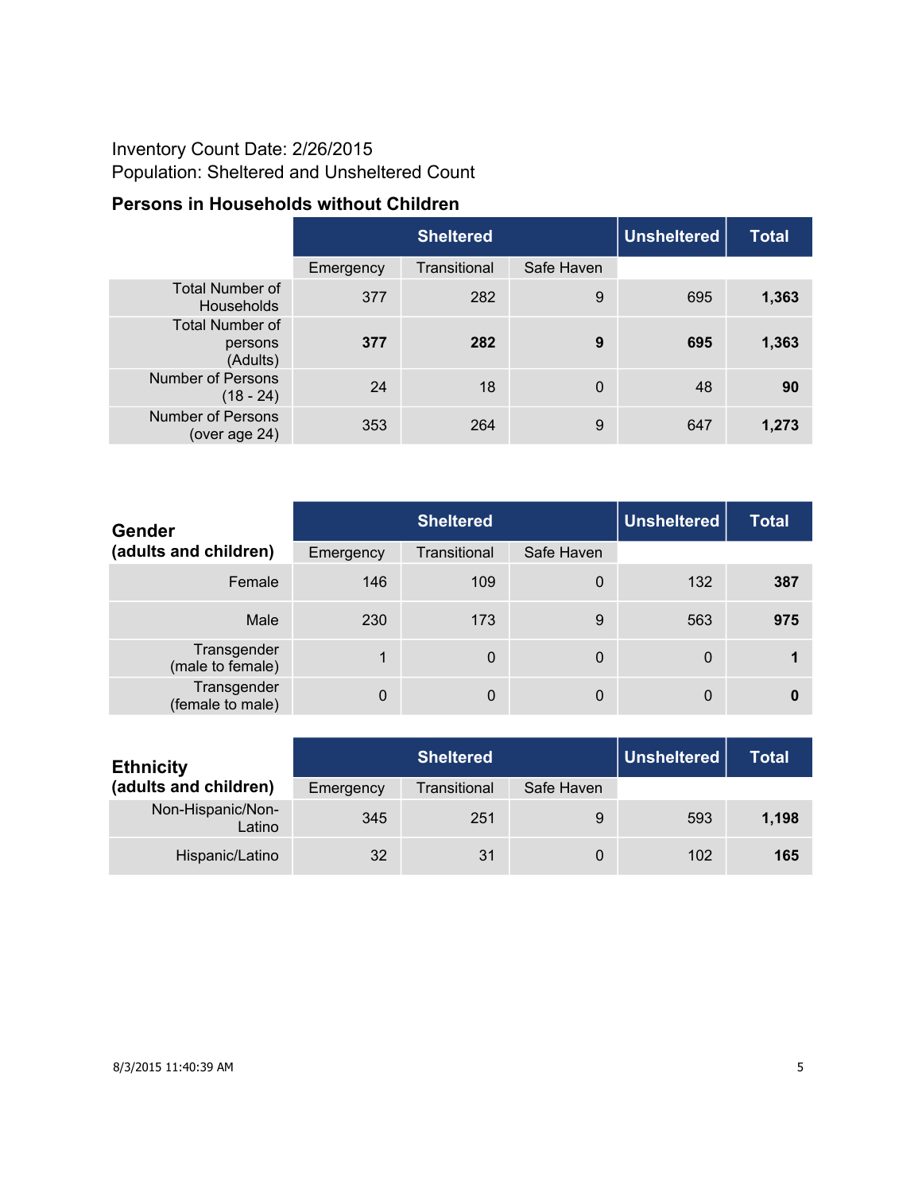Inventory Count Date: 2/26/2015

Population: Sheltered and Unsheltered Count

## Persons in Households without Children

| | Sheltered | | | Unsheltered | Total |
|---|---|---|---|---|---|
| | Emergency | Transitional | Safe Haven | | |
| Total Number of Households | 377 | 282 | 9 | 695 | **1,363** |
| Total Number of persons (Adults) | **377** | **282** | **9** | **695** | **1,363** |
| Number of Persons (18 - 24) | 24 | 18 | 0 | 48 | **90** |
| Number of Persons (over age 24) | 353 | 264 | 9 | 647 | **1,273** |

| **Gender (adults and children)** | Sheltered | | | Unsheltered | Total |
|---|---|---|---|---|---|
| | Emergency | Transitional | Safe Haven | | |
| Female | 146 | 109 | 0 | 132 | **387** |
| Male | 230 | 173 | 9 | 563 | **975** |
| Transgender (male to female) | 1 | 0 | 0 | 0 | **1** |
| Transgender (female to male) | 0 | 0 | 0 | 0 | **0** |

| **Ethnicity (adults and children)** | Sheltered | | | Unsheltered | Total |
|---|---|---|---|---|---|
| | Emergency | Transitional | Safe Haven | | |
| Non-Hispanic/Non-Latino | 345 | 251 | 9 | 593 | **1,198** |
| Hispanic/Latino | 32 | 31 | 0 | 102 | **165** |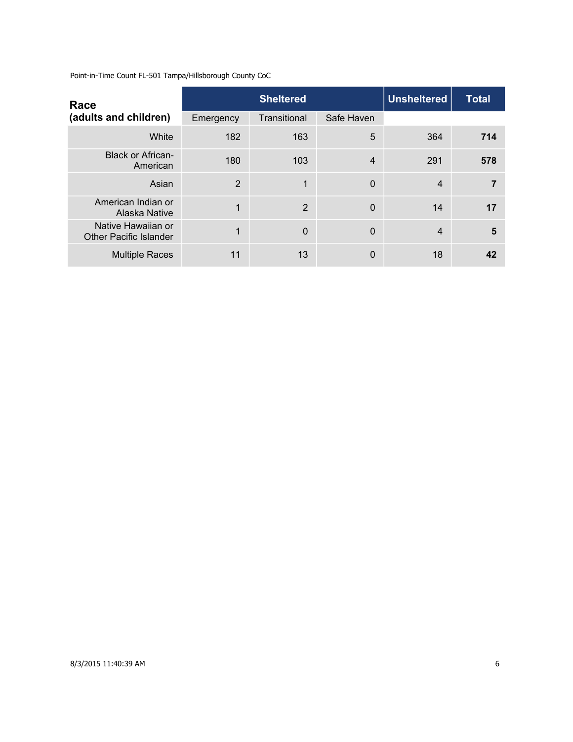Point-in-Time Count FL-501 Tampa/Hillsborough County CoC

| Race (adults and children) | Sheltered | | | Unsheltered | Total |
|---|---|---|---|---|---|
| | Emergency | Transitional | Safe Haven | | |
| White | 182 | 163 | 5 | 364 | **714** |
| Black or African-American | 180 | 103 | 4 | 291 | **578** |
| Asian | 2 | 1 | 0 | 4 | **7** |
| American Indian or Alaska Native | 1 | 2 | 0 | 14 | **17** |
| Native Hawaiian or Other Pacific Islander | 1 | 0 | 0 | 4 | **5** |
| Multiple Races | 11 | 13 | 0 | 18 | **42** |

8/3/2015 11:40:39 AM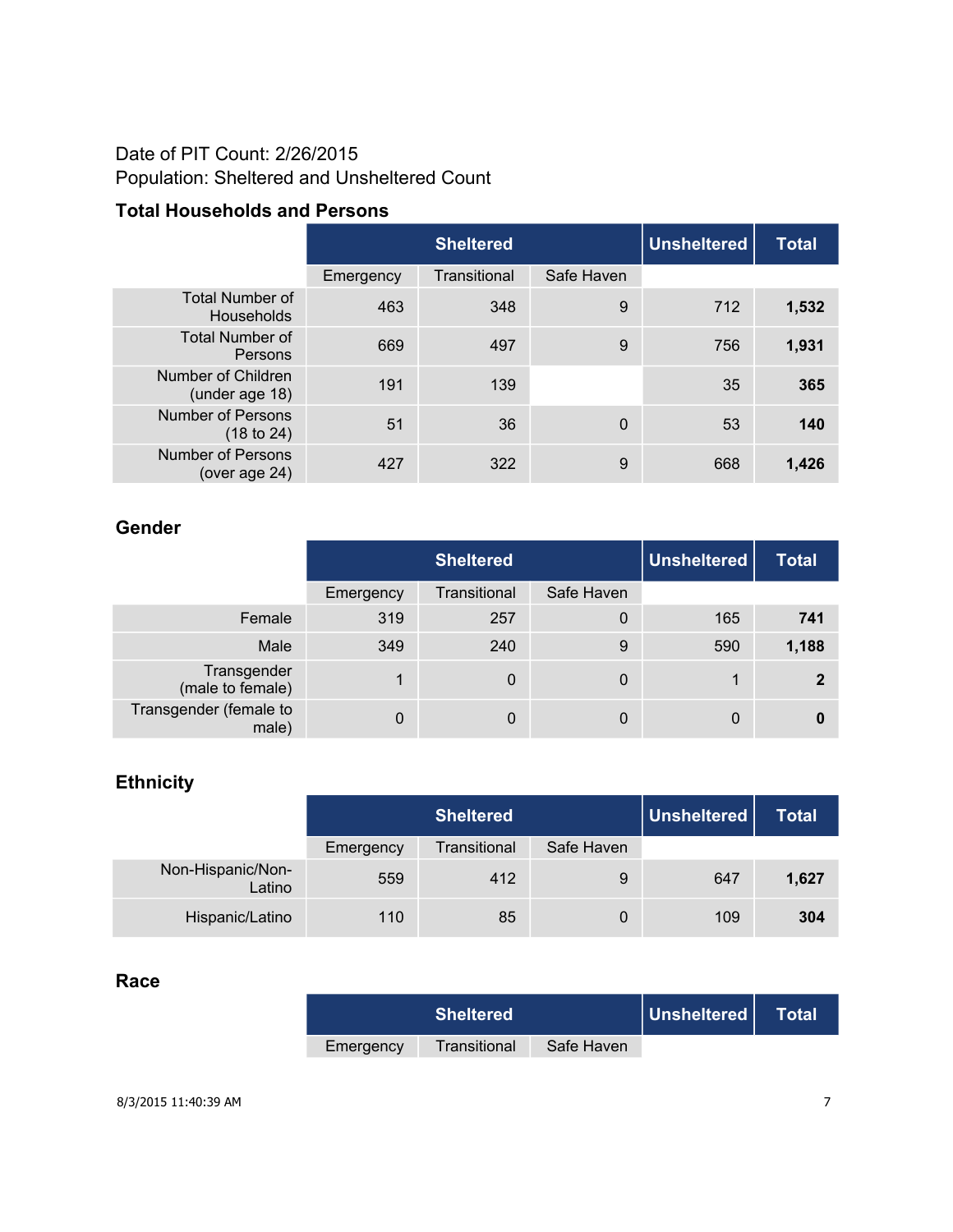Date of PIT Count: 2/26/2015
Population: Sheltered and Unsheltered Count

### Total Households and Persons

| | Sheltered | | | Unsheltered | Total |
|---|---|---|---|---|---|
| | Emergency | Transitional | Safe Haven | | |
| Total Number of Households | 463 | 348 | 9 | 712 | **1,532** |
| Total Number of Persons | 669 | 497 | 9 | 756 | **1,931** |
| Number of Children (under age 18) | 191 | 139 | | 35 | **365** |
| Number of Persons (18 to 24) | 51 | 36 | 0 | 53 | **140** |
| Number of Persons (over age 24) | 427 | 322 | 9 | 668 | **1,426** |

### Gender

| | Sheltered | | | Unsheltered | Total |
|---|---|---|---|---|---|
| | Emergency | Transitional | Safe Haven | | |
| Female | 319 | 257 | 0 | 165 | **741** |
| Male | 349 | 240 | 9 | 590 | **1,188** |
| Transgender (male to female) | 1 | 0 | 0 | 1 | **2** |
| Transgender (female to male) | 0 | 0 | 0 | 0 | **0** |

### Ethnicity

| | Sheltered | | | Unsheltered | Total |
|---|---|---|---|---|---|
| | Emergency | Transitional | Safe Haven | | |
| Non-Hispanic/Non-Latino | 559 | 412 | 9 | 647 | **1,627** |
| Hispanic/Latino | 110 | 85 | 0 | 109 | **304** |

### Race

| | Sheltered | | | Unsheltered | Total |
|---|---|---|---|---|---|
| | Emergency | Transitional | Safe Haven | | |

8/3/2015 11:40:39 AM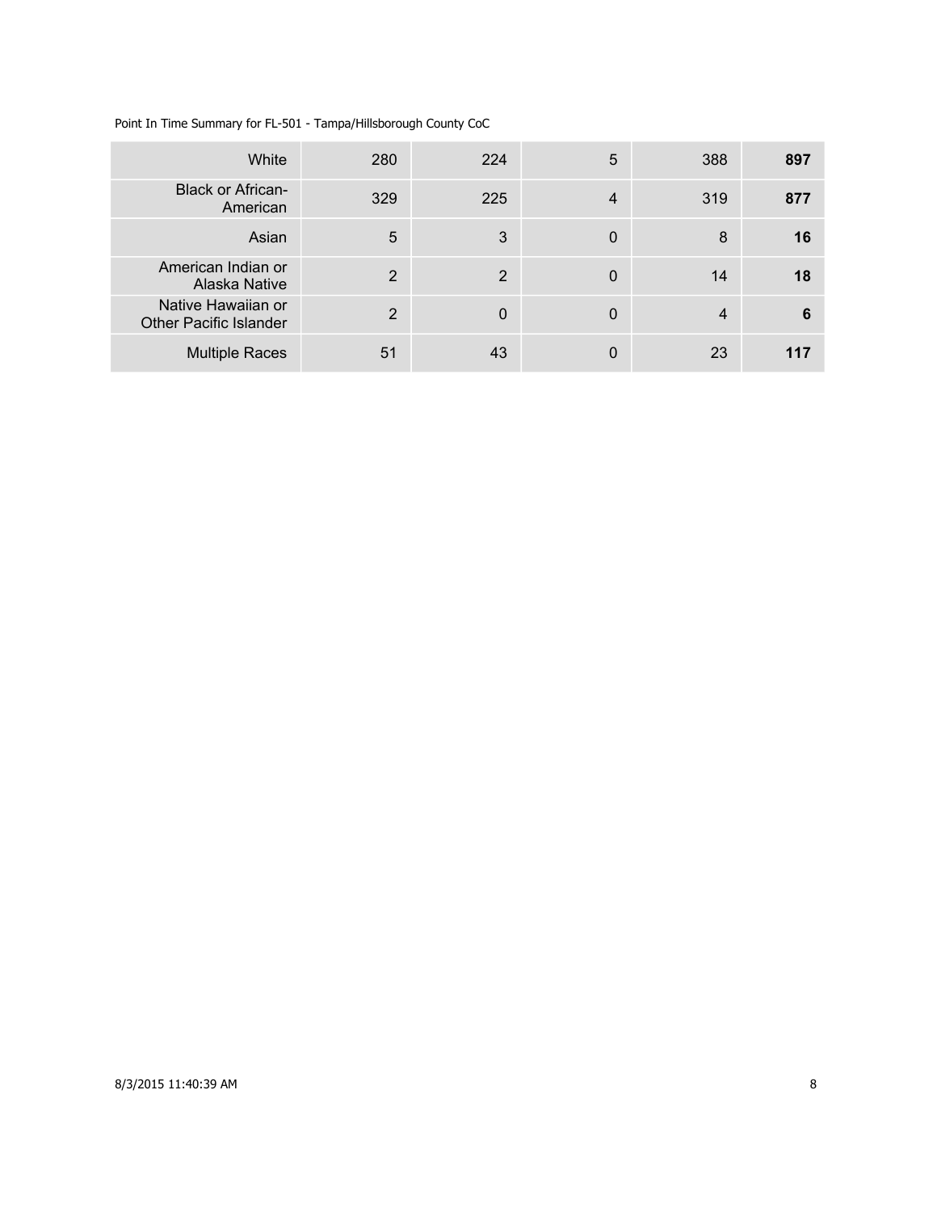Point In Time Summary for FL-501 - Tampa/Hillsborough County CoC

| | | | | | |
|---|---|---|---|---|---|
| White | 280 | 224 | 5 | 388 | **897** |
| Black or African-American | 329 | 225 | 4 | 319 | **877** |
| Asian | 5 | 3 | 0 | 8 | **16** |
| American Indian or Alaska Native | 2 | 2 | 0 | 14 | **18** |
| Native Hawaiian or Other Pacific Islander | 2 | 0 | 0 | 4 | **6** |
| Multiple Races | 51 | 43 | 0 | 23 | **117** |

8/3/2015 11:40:39 AM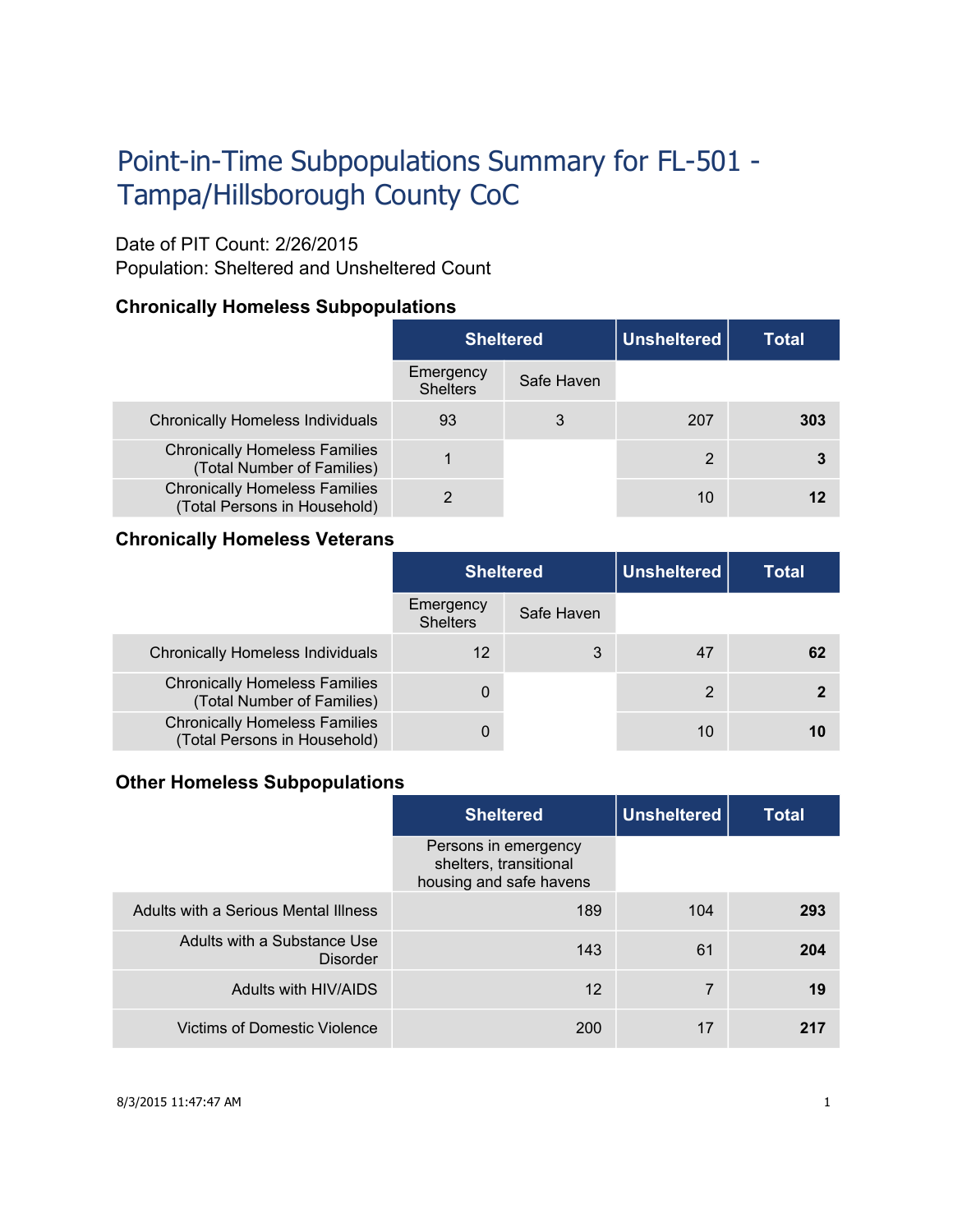# Point-in-Time Subpopulations Summary for FL-501 - Tampa/Hillsborough County CoC

Date of PIT Count: 2/26/2015
Population: Sheltered and Unsheltered Count

### Chronically Homeless Subpopulations

| | Sheltered | | Unsheltered | Total |
|---|---|---|---|---|
| | Emergency Shelters | Safe Haven | | |
| Chronically Homeless Individuals | 93 | 3 | 207 | **303** |
| Chronically Homeless Families (Total Number of Families) | 1 | | 2 | **3** |
| Chronically Homeless Families (Total Persons in Household) | 2 | | 10 | **12** |

### Chronically Homeless Veterans

| | Sheltered | | Unsheltered | Total |
|---|---|---|---|---|
| | Emergency Shelters | Safe Haven | | |
| Chronically Homeless Individuals | 12 | 3 | 47 | **62** |
| Chronically Homeless Families (Total Number of Families) | 0 | | 2 | **2** |
| Chronically Homeless Families (Total Persons in Household) | 0 | | 10 | **10** |

### Other Homeless Subpopulations

| | Sheltered | Unsheltered | Total |
|---|---|---|---|
| | Persons in emergency shelters, transitional housing and safe havens | | |
| Adults with a Serious Mental Illness | 189 | 104 | **293** |
| Adults with a Substance Use Disorder | 143 | 61 | **204** |
| Adults with HIV/AIDS | 12 | 7 | **19** |
| Victims of Domestic Violence | 200 | 17 | **217** |

8/3/2015 11:47:47 AM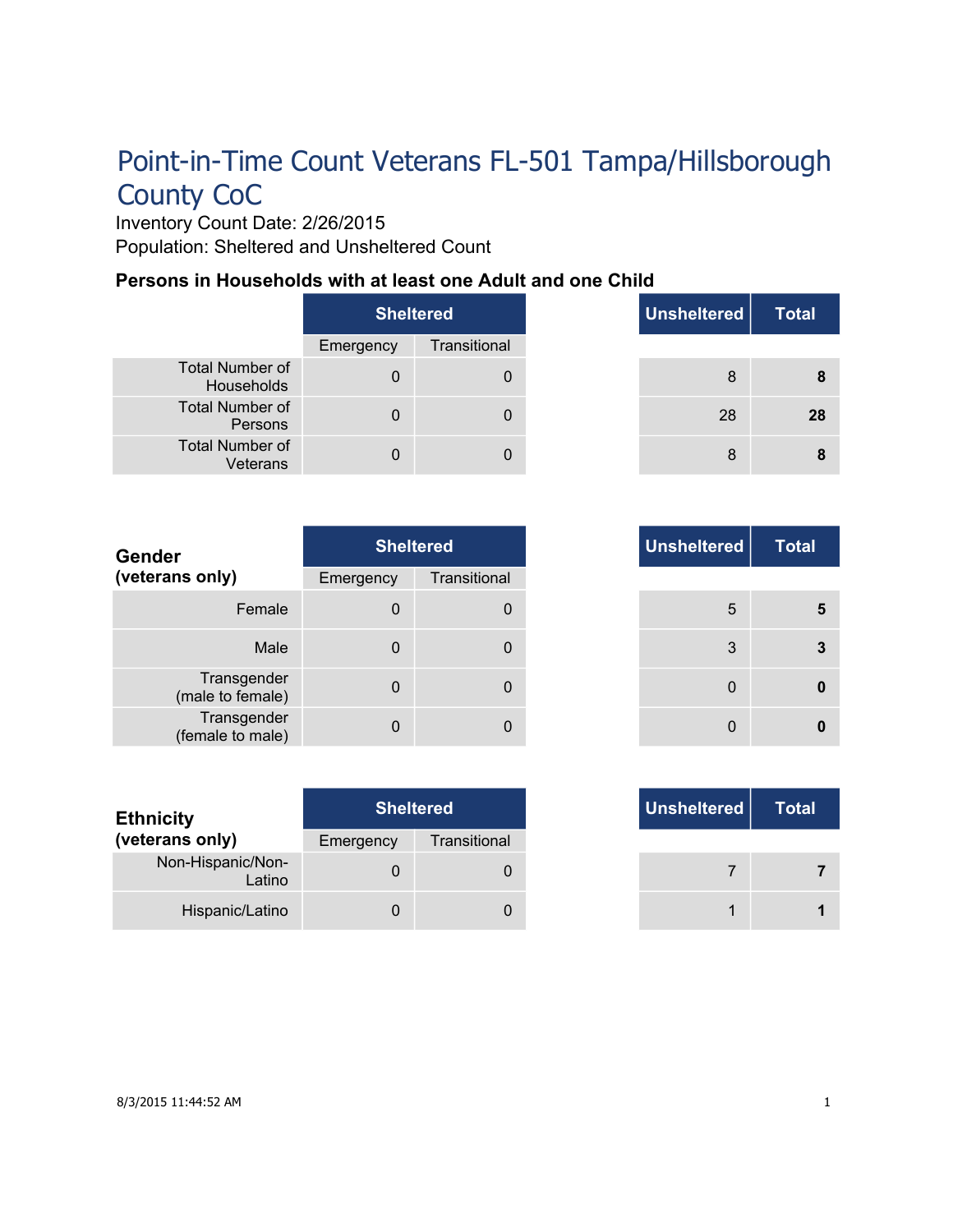# Point-in-Time Count Veterans FL-501 Tampa/Hillsborough County CoC

Inventory Count Date: 2/26/2015

Population: Sheltered and Unsheltered Count

### Persons in Households with at least one Adult and one Child

| | Sheltered | | Unsheltered | Total |
|---|---|---|---|---|
| | Emergency | Transitional | | |
| Total Number of Households | 0 | 0 | 8 | **8** |
| Total Number of Persons | 0 | 0 | 28 | **28** |
| Total Number of Veterans | 0 | 0 | 8 | **8** |

| **Gender (veterans only)** | Sheltered | | Unsheltered | Total |
|---|---|---|---|---|
| | Emergency | Transitional | | |
| Female | 0 | 0 | 5 | **5** |
| Male | 0 | 0 | 3 | **3** |
| Transgender (male to female) | 0 | 0 | 0 | **0** |
| Transgender (female to male) | 0 | 0 | 0 | **0** |

| **Ethnicity (veterans only)** | Sheltered | | Unsheltered | Total |
|---|---|---|---|---|
| | Emergency | Transitional | | |
| Non-Hispanic/Non-Latino | 0 | 0 | 7 | **7** |
| Hispanic/Latino | 0 | 0 | 1 | **1** |

8/3/2015 11:44:52 AM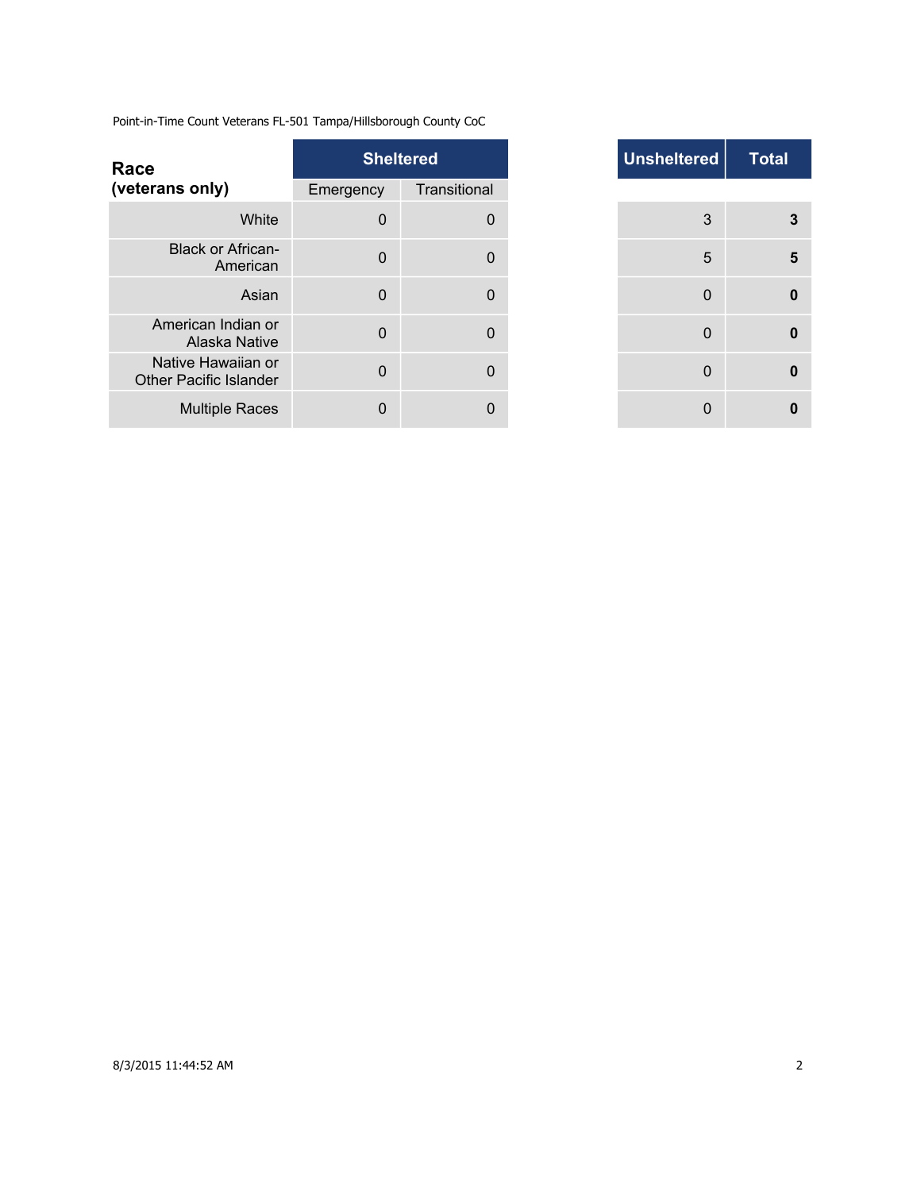Point-in-Time Count Veterans FL-501 Tampa/Hillsborough County CoC

| Race (veterans only) | Sheltered | | Unsheltered | Total |
|---|---|---|---|---|
| | Emergency | Transitional | | |
| White | 0 | 0 | 3 | **3** |
| Black or African-American | 0 | 0 | 5 | **5** |
| Asian | 0 | 0 | 0 | **0** |
| American Indian or Alaska Native | 0 | 0 | 0 | **0** |
| Native Hawaiian or Other Pacific Islander | 0 | 0 | 0 | **0** |
| Multiple Races | 0 | 0 | 0 | **0** |

8/3/2015 11:44:52 AM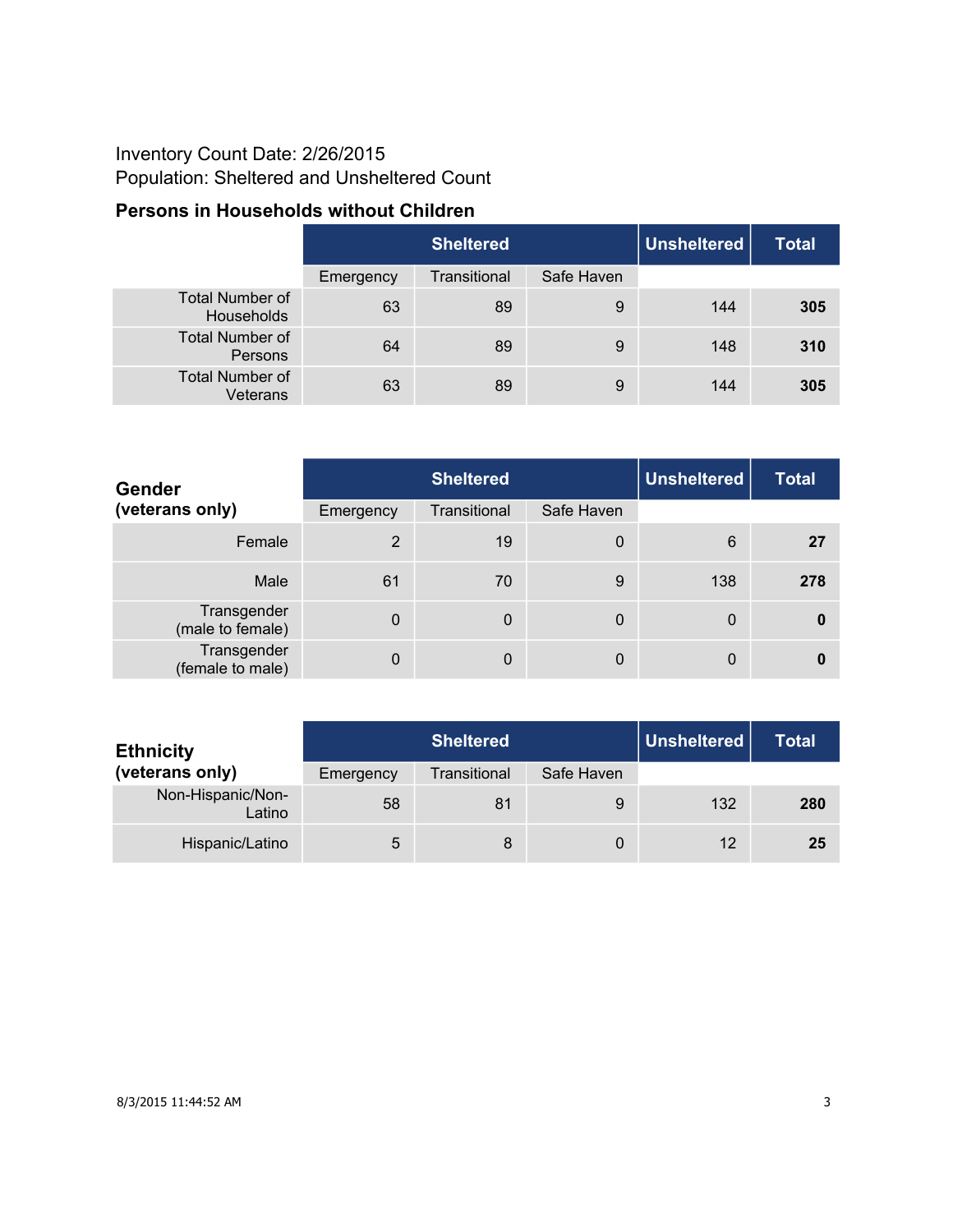Inventory Count Date: 2/26/2015
Population: Sheltered and Unsheltered Count

### Persons in Households without Children

| | Sheltered | | | Unsheltered | Total |
|---|---|---|---|---|---|
| | Emergency | Transitional | Safe Haven | | |
| Total Number of Households | 63 | 89 | 9 | 144 | **305** |
| Total Number of Persons | 64 | 89 | 9 | 148 | **310** |
| Total Number of Veterans | 63 | 89 | 9 | 144 | **305** |

| **Gender (veterans only)** | Sheltered | | | Unsheltered | Total |
|---|---|---|---|---|---|
| | Emergency | Transitional | Safe Haven | | |
| Female | 2 | 19 | 0 | 6 | **27** |
| Male | 61 | 70 | 9 | 138 | **278** |
| Transgender (male to female) | 0 | 0 | 0 | 0 | **0** |
| Transgender (female to male) | 0 | 0 | 0 | 0 | **0** |

| **Ethnicity (veterans only)** | Sheltered | | | Unsheltered | Total |
|---|---|---|---|---|---|
| | Emergency | Transitional | Safe Haven | | |
| Non-Hispanic/Non-Latino | 58 | 81 | 9 | 132 | **280** |
| Hispanic/Latino | 5 | 8 | 0 | 12 | **25** |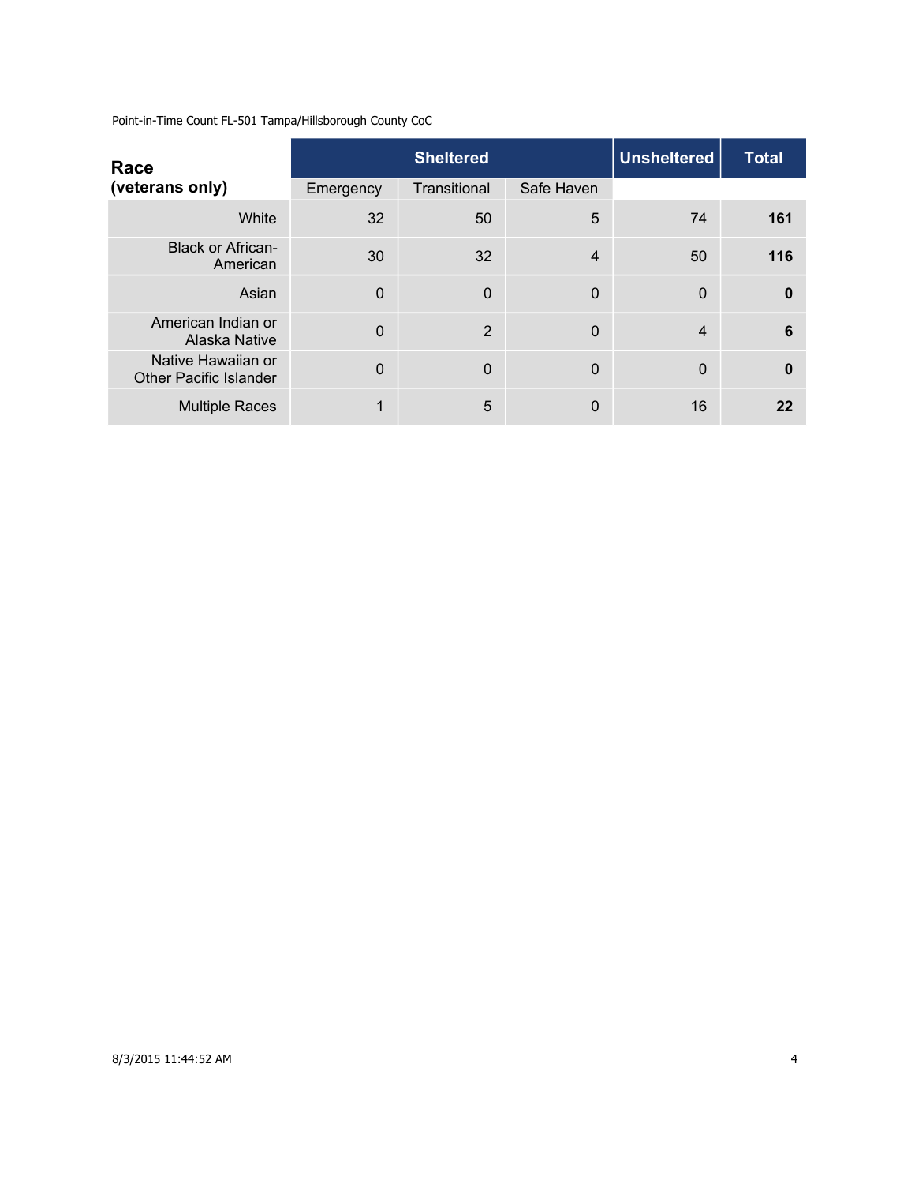Point-in-Time Count FL-501 Tampa/Hillsborough County CoC

| Race (veterans only) | Sheltered | | | Unsheltered | Total |
|---|---|---|---|---|---|
| | Emergency | Transitional | Safe Haven | | |
| White | 32 | 50 | 5 | 74 | **161** |
| Black or African-American | 30 | 32 | 4 | 50 | **116** |
| Asian | 0 | 0 | 0 | 0 | **0** |
| American Indian or Alaska Native | 0 | 2 | 0 | 4 | **6** |
| Native Hawaiian or Other Pacific Islander | 0 | 0 | 0 | 0 | **0** |
| Multiple Races | 1 | 5 | 0 | 16 | **22** |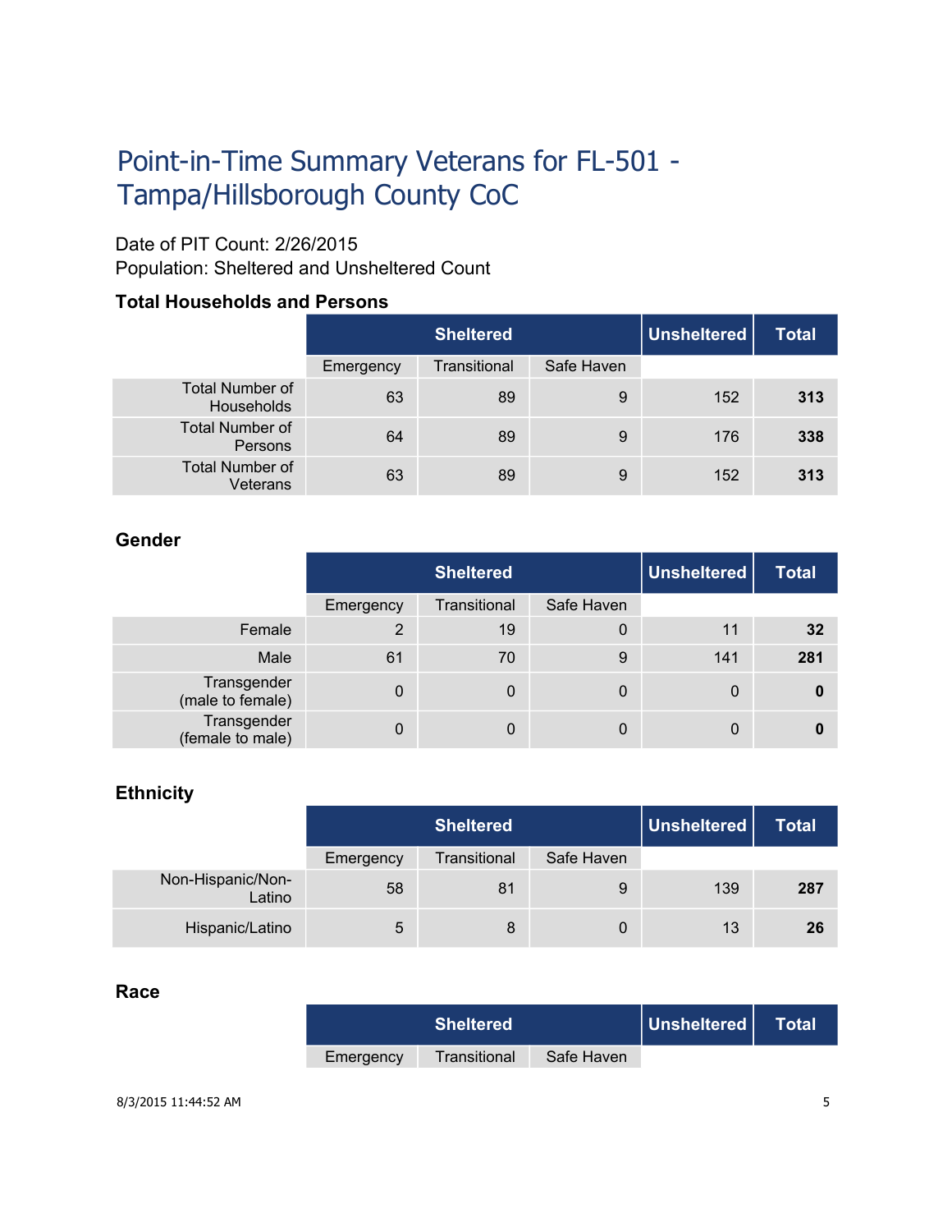# Point-in-Time Summary Veterans for FL-501 - Tampa/Hillsborough County CoC

Date of PIT Count: 2/26/2015
Population: Sheltered and Unsheltered Count

### Total Households and Persons

| | Sheltered | | | Unsheltered | Total |
|---|---|---|---|---|---|
| | Emergency | Transitional | Safe Haven | | |
| Total Number of Households | 63 | 89 | 9 | 152 | **313** |
| Total Number of Persons | 64 | 89 | 9 | 176 | **338** |
| Total Number of Veterans | 63 | 89 | 9 | 152 | **313** |

### Gender

| | Sheltered | | | Unsheltered | Total |
|---|---|---|---|---|---|
| | Emergency | Transitional | Safe Haven | | |
| Female | 2 | 19 | 0 | 11 | **32** |
| Male | 61 | 70 | 9 | 141 | **281** |
| Transgender (male to female) | 0 | 0 | 0 | 0 | **0** |
| Transgender (female to male) | 0 | 0 | 0 | 0 | **0** |

### Ethnicity

| | Sheltered | | | Unsheltered | Total |
|---|---|---|---|---|---|
| | Emergency | Transitional | Safe Haven | | |
| Non-Hispanic/Non-Latino | 58 | 81 | 9 | 139 | **287** |
| Hispanic/Latino | 5 | 8 | 0 | 13 | **26** |

### Race

| | Sheltered | | | Unsheltered | Total |
|---|---|---|---|---|---|
| | Emergency | Transitional | Safe Haven | | |

8/3/2015 11:44:52 AM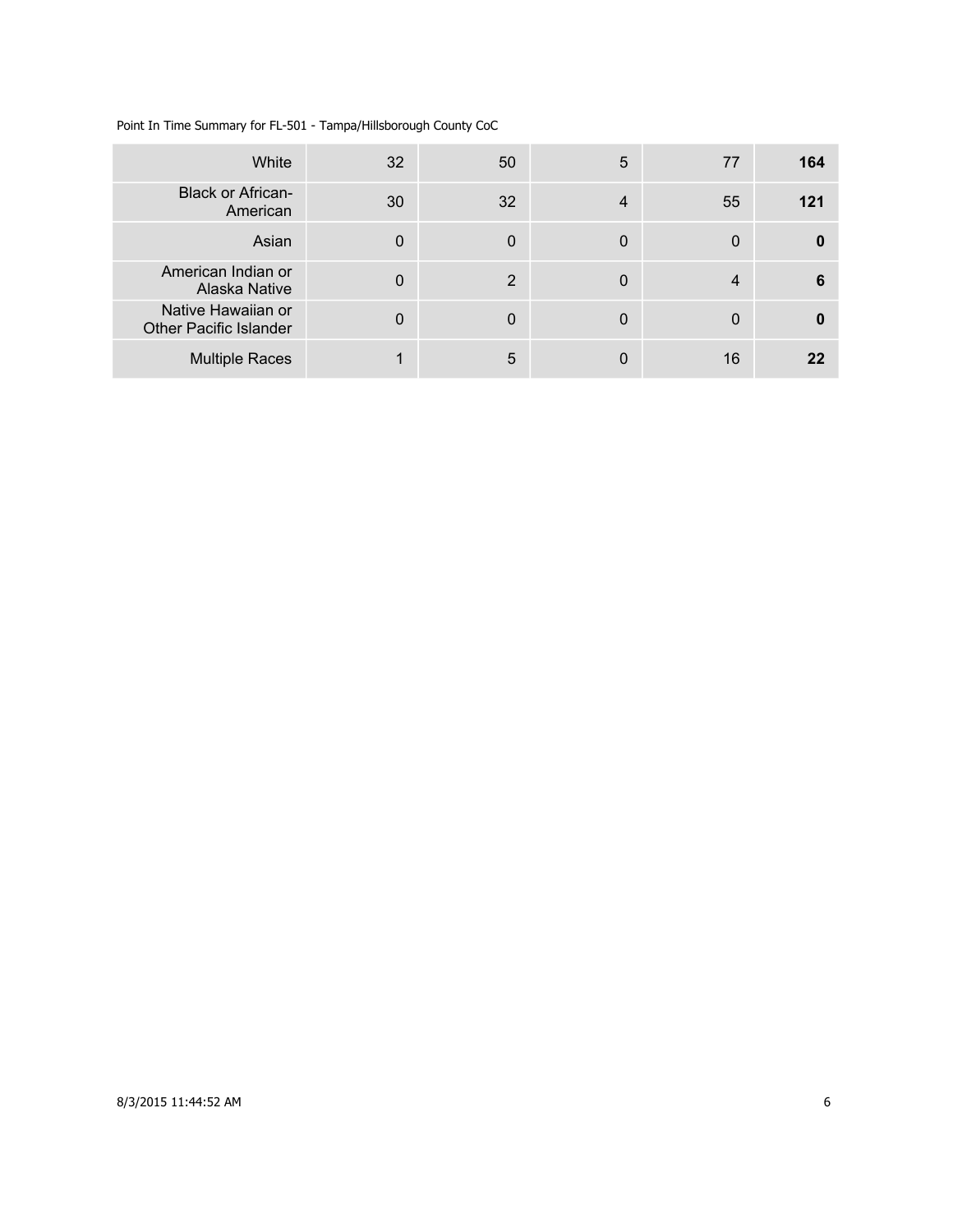| | | | | | |
|---|---|---|---|---|---|
| White | 32 | 50 | 5 | 77 | **164** |
| Black or African-American | 30 | 32 | 4 | 55 | **121** |
| Asian | 0 | 0 | 0 | 0 | **0** |
| American Indian or Alaska Native | 0 | 2 | 0 | 4 | **6** |
| Native Hawaiian or Other Pacific Islander | 0 | 0 | 0 | 0 | **0** |
| Multiple Races | 1 | 5 | 0 | 16 | **22** |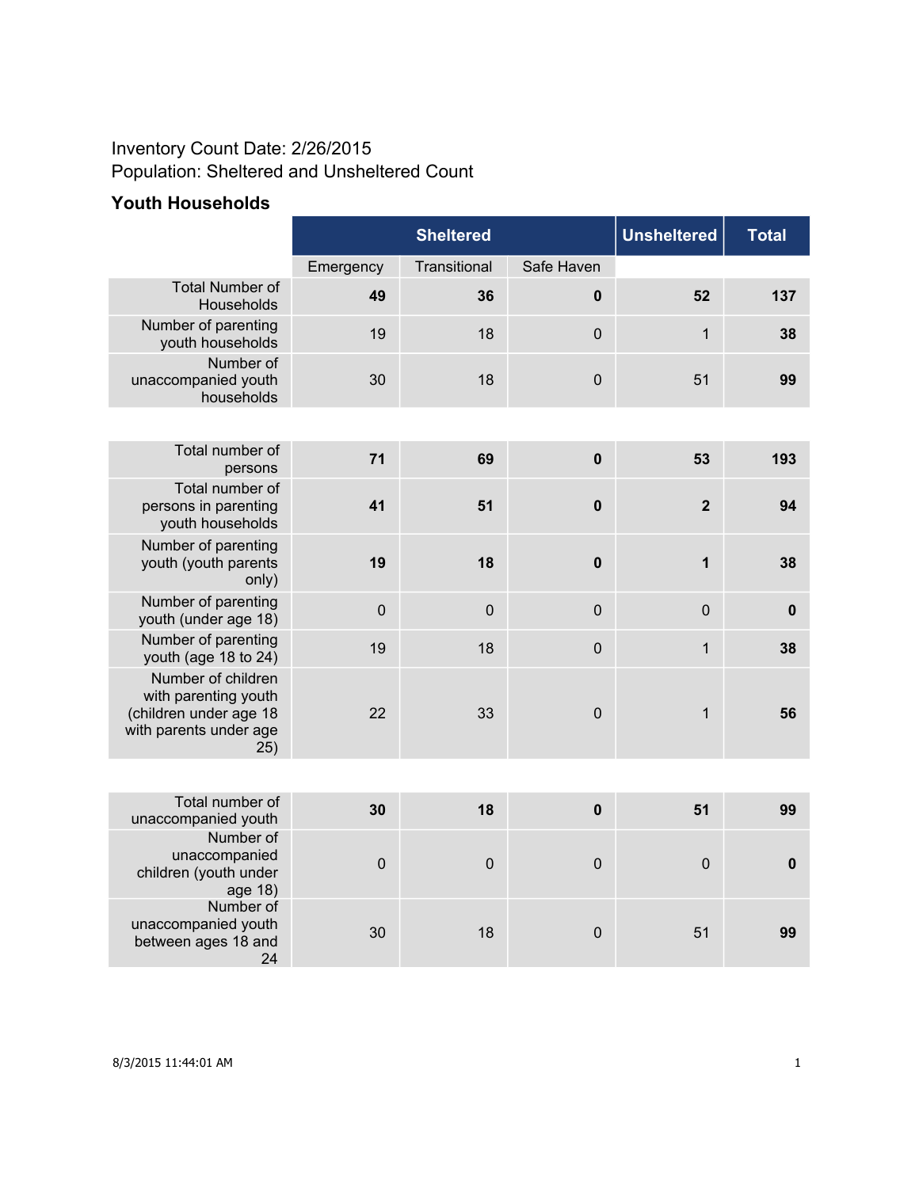Inventory Count Date: 2/26/2015
Population: Sheltered and Unsheltered Count

### Youth Households

| | Sheltered | | | Unsheltered | Total |
|---|---|---|---|---|---|
| | Emergency | Transitional | Safe Haven | | |
| Total Number of Households | **49** | **36** | **0** | **52** | **137** |
| Number of parenting youth households | 19 | 18 | 0 | 1 | **38** |
| Number of unaccompanied youth households | 30 | 18 | 0 | 51 | **99** |

| | Emergency | Transitional | Safe Haven | Unsheltered | Total |
|---|---|---|---|---|---|
| Total number of persons | **71** | **69** | **0** | **53** | **193** |
| Total number of persons in parenting youth households | **41** | **51** | **0** | **2** | **94** |
| Number of parenting youth (youth parents only) | **19** | **18** | **0** | **1** | **38** |
| Number of parenting youth (under age 18) | 0 | 0 | 0 | 0 | **0** |
| Number of parenting youth (age 18 to 24) | 19 | 18 | 0 | 1 | **38** |
| Number of children with parenting youth (children under age 18 with parents under age 25) | 22 | 33 | 0 | 1 | **56** |

| | Emergency | Transitional | Safe Haven | Unsheltered | Total |
|---|---|---|---|---|---|
| Total number of unaccompanied youth | **30** | **18** | **0** | **51** | **99** |
| Number of unaccompanied children (youth under age 18) | 0 | 0 | 0 | 0 | **0** |
| Number of unaccompanied youth between ages 18 and 24 | 30 | 18 | 0 | 51 | **99** |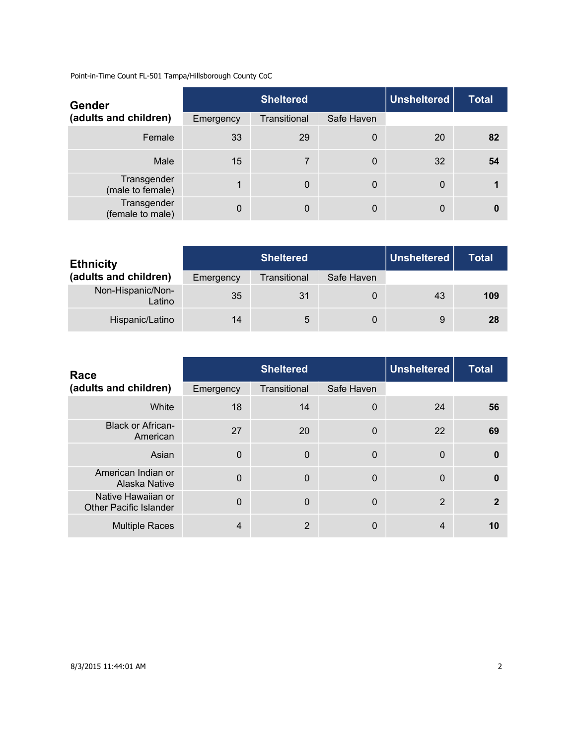Point-in-Time Count FL-501 Tampa/Hillsborough County CoC

| Gender (adults and children) | Sheltered | | | Unsheltered | Total |
|---|---|---|---|---|---|
| | Emergency | Transitional | Safe Haven | | |
| Female | 33 | 29 | 0 | 20 | **82** |
| Male | 15 | 7 | 0 | 32 | **54** |
| Transgender (male to female) | 1 | 0 | 0 | 0 | **1** |
| Transgender (female to male) | 0 | 0 | 0 | 0 | **0** |

| Ethnicity (adults and children) | Sheltered | | | Unsheltered | Total |
|---|---|---|---|---|---|
| | Emergency | Transitional | Safe Haven | | |
| Non-Hispanic/Non-Latino | 35 | 31 | 0 | 43 | **109** |
| Hispanic/Latino | 14 | 5 | 0 | 9 | **28** |

| Race (adults and children) | Sheltered | | | Unsheltered | Total |
|---|---|---|---|---|---|
| | Emergency | Transitional | Safe Haven | | |
| White | 18 | 14 | 0 | 24 | **56** |
| Black or African-American | 27 | 20 | 0 | 22 | **69** |
| Asian | 0 | 0 | 0 | 0 | **0** |
| American Indian or Alaska Native | 0 | 0 | 0 | 0 | **0** |
| Native Hawaiian or Other Pacific Islander | 0 | 0 | 0 | 2 | **2** |
| Multiple Races | 4 | 2 | 0 | 4 | **10** |

8/3/2015 11:44:01 AM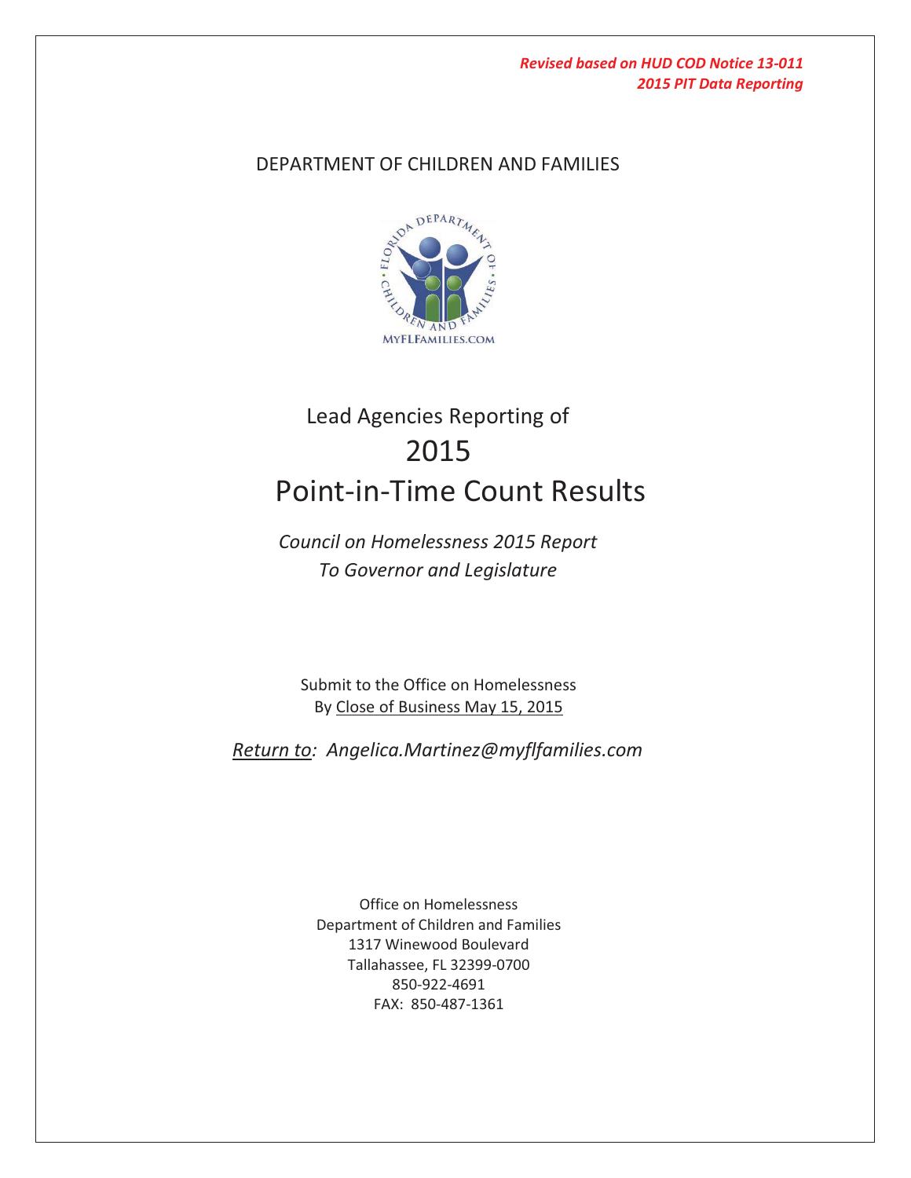***Revised based on HUD COD Notice 13-011***
***2015 PIT Data Reporting***

DEPARTMENT OF CHILDREN AND FAMILIES

# Lead Agencies Reporting of 2015 Point-in-Time Count Results

*Council on Homelessness 2015 Report*
*To Governor and Legislature*

Submit to the Office on Homelessness
By Close of Business May 15, 2015

*Return to: Angelica.Martinez@myflfamilies.com*

Office on Homelessness
Department of Children and Families
1317 Winewood Boulevard
Tallahassee, FL 32399-0700
850-922-4691
FAX: 850-487-1361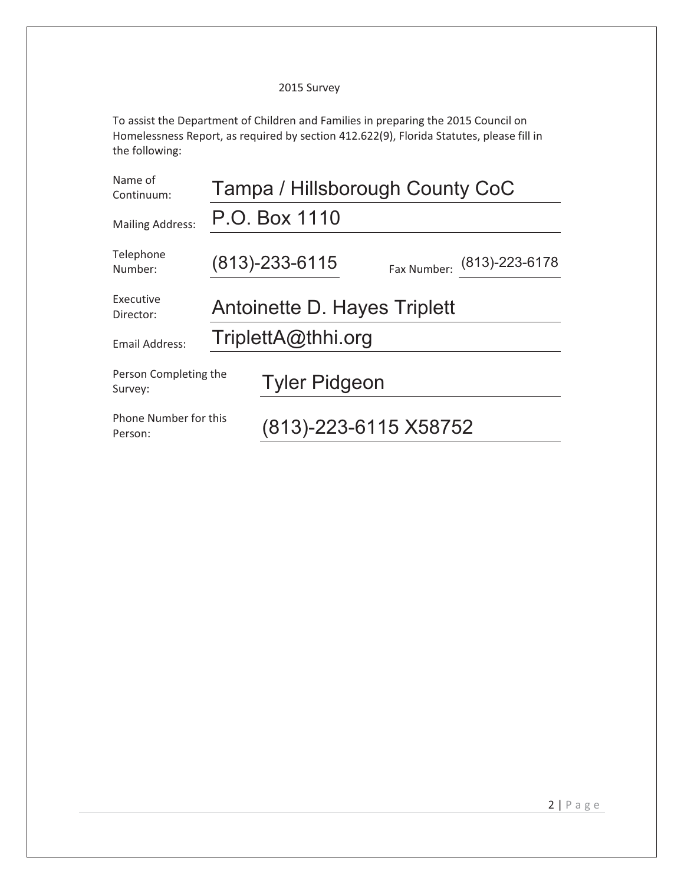2015 Survey

To assist the Department of Children and Families in preparing the 2015 Council on Homelessness Report, as required by section 412.622(9), Florida Statutes, please fill in the following:

| | |
|---|---|
| Name of Continuum: | Tampa / Hillsborough County CoC |
| Mailing Address: | P.O. Box 1110 |
| Telephone Number: | (813)-233-6115 |
| Fax Number: | (813)-223-6178 |
| Executive Director: | Antoinette D. Hayes Triplett |
| Email Address: | TriplettA@thhi.org |
| Person Completing the Survey: | Tyler Pidgeon |
| Phone Number for this Person: | (813)-223-6115 X58752 |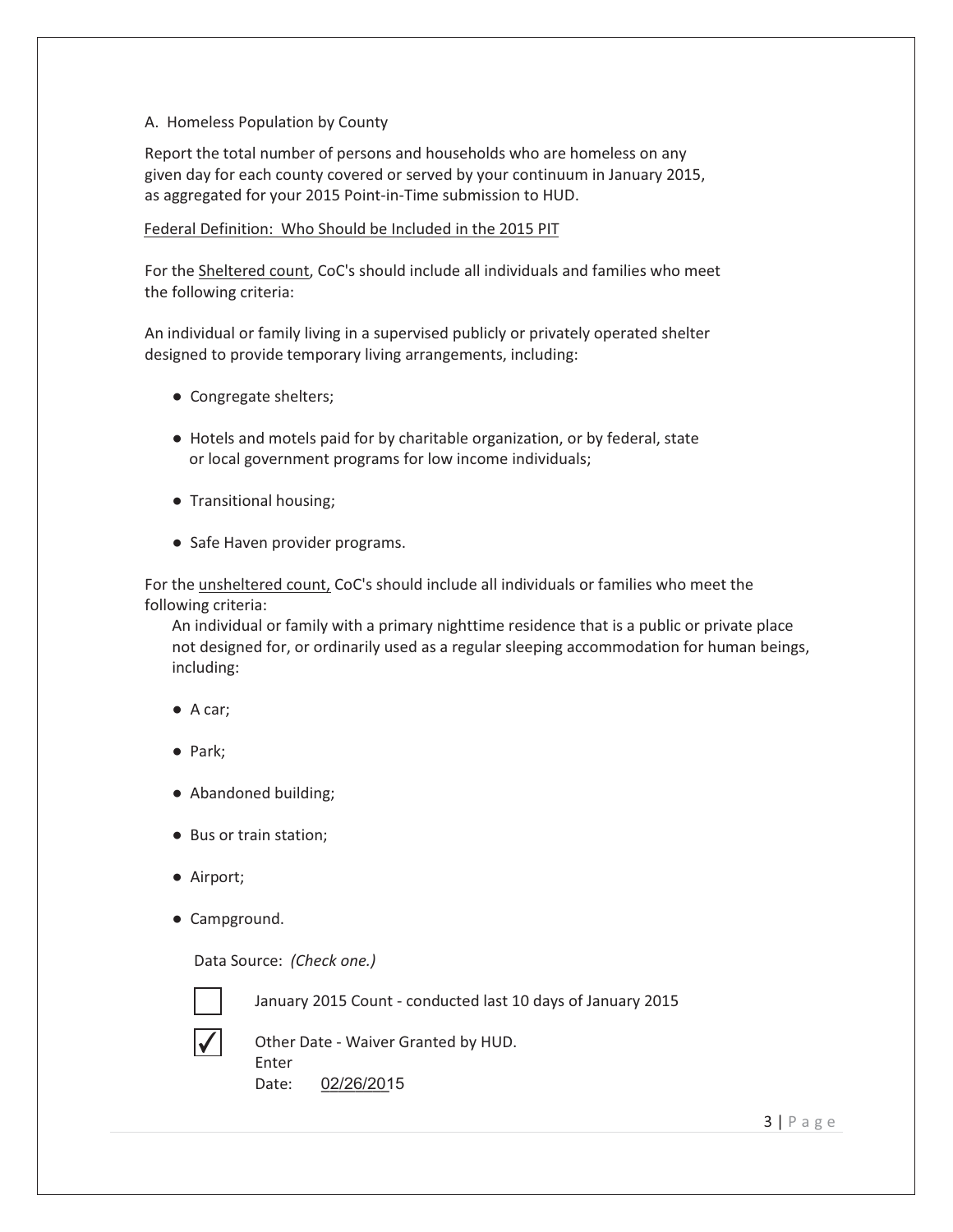A. Homeless Population by County

Report the total number of persons and households who are homeless on any given day for each county covered or served by your continuum in January 2015, as aggregated for your 2015 Point-in-Time submission to HUD.

Federal Definition: Who Should be Included in the 2015 PIT

For the Sheltered count, CoC's should include all individuals and families who meet the following criteria:

An individual or family living in a supervised publicly or privately operated shelter designed to provide temporary living arrangements, including:

- Congregate shelters;
- Hotels and motels paid for by charitable organization, or by federal, state or local government programs for low income individuals;
- Transitional housing;
- Safe Haven provider programs.

For the unsheltered count, CoC's should include all individuals or families who meet the following criteria:

An individual or family with a primary nighttime residence that is a public or private place not designed for, or ordinarily used as a regular sleeping accommodation for human beings, including:

- A car;
- Park;
- Abandoned building;
- Bus or train station;
- Airport;
- Campground.

Data Source: *(Check one.)*

☐ January 2015 Count - conducted last 10 days of January 2015

☑ Other Date - Waiver Granted by HUD.
Enter Date: 02/26/2015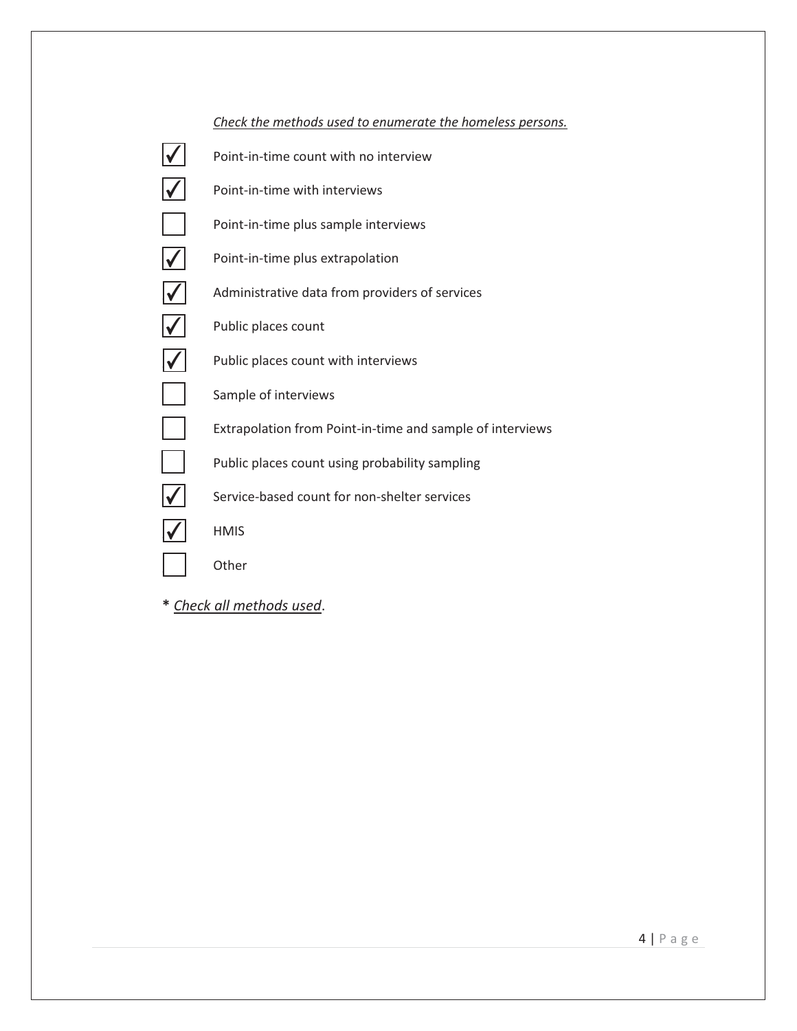*Check the methods used to enumerate the homeless persons.*

- [x] Point-in-time count with no interview
- [x] Point-in-time with interviews
- [ ] Point-in-time plus sample interviews
- [x] Point-in-time plus extrapolation
- [x] Administrative data from providers of services
- [x] Public places count
- [x] Public places count with interviews
- [ ] Sample of interviews
- [ ] Extrapolation from Point-in-time and sample of interviews
- [ ] Public places count using probability sampling
- [x] Service-based count for non-shelter services
- [x] HMIS
- [ ] Other

\* *Check all methods used*.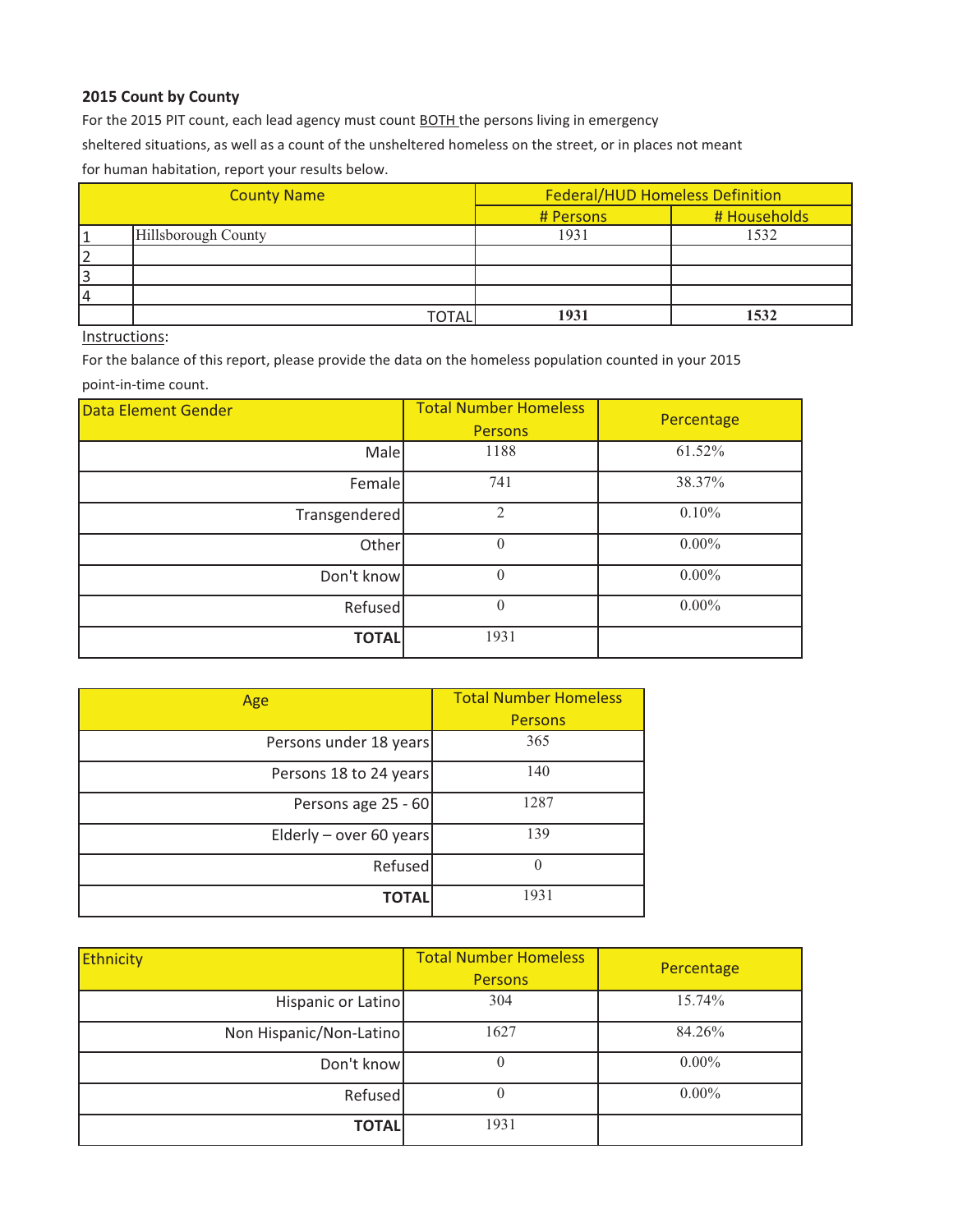**2015 Count by County**

For the 2015 PIT count, each lead agency must count BOTH the persons living in emergency sheltered situations, as well as a count of the unsheltered homeless on the street, or in places not meant for human habitation, report your results below.

| County Name | | Federal/HUD Homeless Definition | |
|---|---|---|---|
| | | # Persons | # Households |
| 1 | Hillsborough County | 1931 | 1532 |
| 2 | | | |
| 3 | | | |
| 4 | | | |
| | TOTAL | **1931** | **1532** |

Instructions:

For the balance of this report, please provide the data on the homeless population counted in your 2015 point-in-time count.

| Data Element Gender | Total Number Homeless Persons | Percentage |
|---|---|---|
| Male | 1188 | 61.52% |
| Female | 741 | 38.37% |
| Transgendered | 2 | 0.10% |
| Other | 0 | 0.00% |
| Don't know | 0 | 0.00% |
| Refused | 0 | 0.00% |
| **TOTAL** | 1931 | |

| Age | Total Number Homeless Persons |
|---|---|
| Persons under 18 years | 365 |
| Persons 18 to 24 years | 140 |
| Persons age 25 - 60 | 1287 |
| Elderly – over 60 years | 139 |
| Refused | 0 |
| **TOTAL** | 1931 |

| Ethnicity | Total Number Homeless Persons | Percentage |
|---|---|---|
| Hispanic or Latino | 304 | 15.74% |
| Non Hispanic/Non-Latino | 1627 | 84.26% |
| Don't know | 0 | 0.00% |
| Refused | 0 | 0.00% |
| **TOTAL** | 1931 | |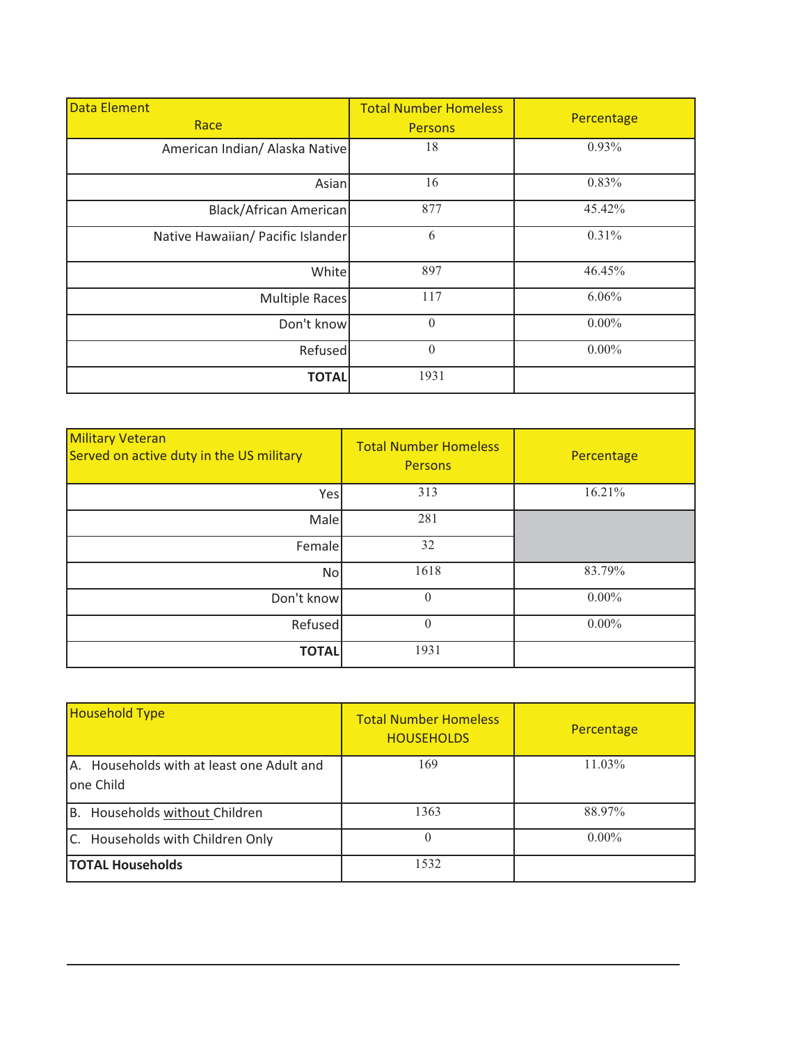| Data Element Race | Total Number Homeless Persons | Percentage |
| --- | --- | --- |
| American Indian/ Alaska Native | 18 | 0.93% |
| Asian | 16 | 0.83% |
| Black/African American | 877 | 45.42% |
| Native Hawaiian/ Pacific Islander | 6 | 0.31% |
| White | 897 | 46.45% |
| Multiple Races | 117 | 6.06% |
| Don't know | 0 | 0.00% |
| Refused | 0 | 0.00% |
| **TOTAL** | 1931 | |

| Military Veteran Served on active duty in the US military | Total Number Homeless Persons | Percentage |
| --- | --- | --- |
| Yes | 313 | 16.21% |
| Male | 281 | |
| Female | 32 | |
| No | 1618 | 83.79% |
| Don't know | 0 | 0.00% |
| Refused | 0 | 0.00% |
| **TOTAL** | 1931 | |

| Household Type | Total Number Homeless HOUSEHOLDS | Percentage |
| --- | --- | --- |
| A. Households with at least one Adult and one Child | 169 | 11.03% |
| B. Households without Children | 1363 | 88.97% |
| C. Households with Children Only | 0 | 0.00% |
| **TOTAL Households** | 1532 | |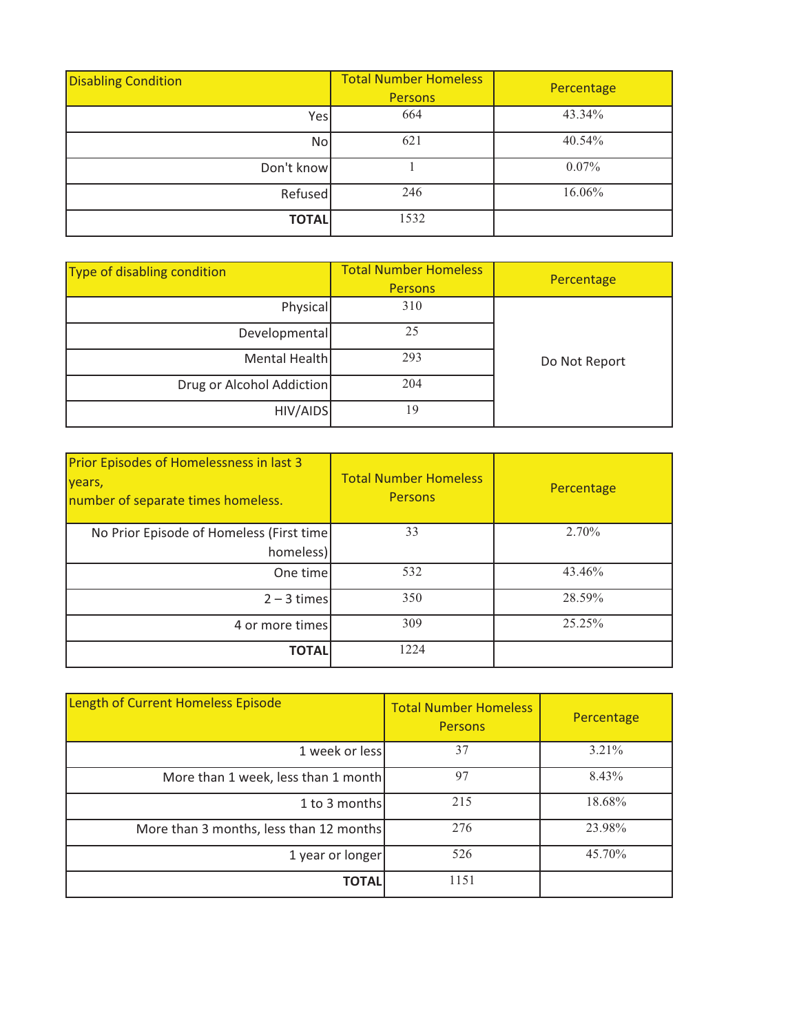| Disabling Condition | Total Number Homeless Persons | Percentage |
|---|---|---|
| Yes | 664 | 43.34% |
| No | 621 | 40.54% |
| Don't know | 1 | 0.07% |
| Refused | 246 | 16.06% |
| **TOTAL** | 1532 | |

| Type of disabling condition | Total Number Homeless Persons | Percentage |
|---|---|---|
| Physical | 310 | Do Not Report |
| Developmental | 25 | |
| Mental Health | 293 | |
| Drug or Alcohol Addiction | 204 | |
| HIV/AIDS | 19 | |

| Prior Episodes of Homelessness in last 3 years, number of separate times homeless. | Total Number Homeless Persons | Percentage |
|---|---|---|
| No Prior Episode of Homeless (First time homeless) | 33 | 2.70% |
| One time | 532 | 43.46% |
| 2 – 3 times | 350 | 28.59% |
| 4 or more times | 309 | 25.25% |
| **TOTAL** | 1224 | |

| Length of Current Homeless Episode | Total Number Homeless Persons | Percentage |
|---|---|---|
| 1 week or less | 37 | 3.21% |
| More than 1 week, less than 1 month | 97 | 8.43% |
| 1 to 3 months | 215 | 18.68% |
| More than 3 months, less than 12 months | 276 | 23.98% |
| 1 year or longer | 526 | 45.70% |
| **TOTAL** | 1151 | |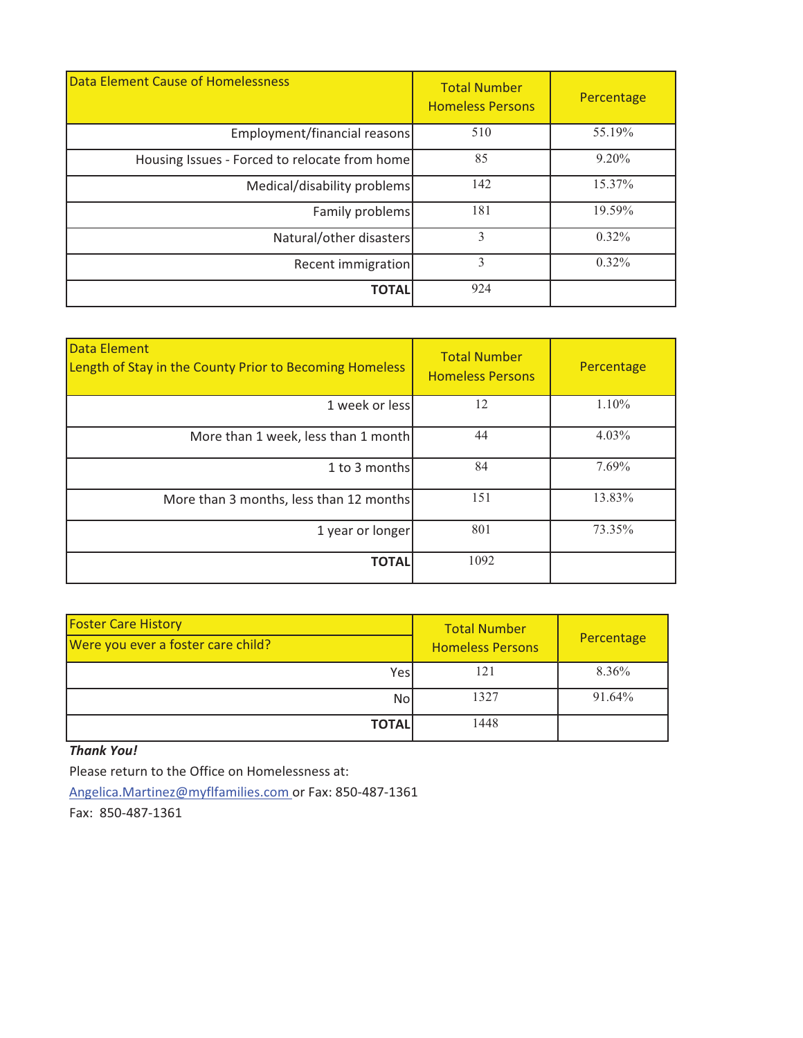| Data Element Cause of Homelessness | Total Number Homeless Persons | Percentage |
|---|---|---|
| Employment/financial reasons | 510 | 55.19% |
| Housing Issues - Forced to relocate from home | 85 | 9.20% |
| Medical/disability problems | 142 | 15.37% |
| Family problems | 181 | 19.59% |
| Natural/other disasters | 3 | 0.32% |
| Recent immigration | 3 | 0.32% |
| **TOTAL** | 924 | |

| Data Element<br>Length of Stay in the County Prior to Becoming Homeless | Total Number Homeless Persons | Percentage |
|---|---|---|
| 1 week or less | 12 | 1.10% |
| More than 1 week, less than 1 month | 44 | 4.03% |
| 1 to 3 months | 84 | 7.69% |
| More than 3 months, less than 12 months | 151 | 13.83% |
| 1 year or longer | 801 | 73.35% |
| **TOTAL** | 1092 | |

| Foster Care History<br>Were you ever a foster care child? | Total Number Homeless Persons | Percentage |
|---|---|---|
| Yes | 121 | 8.36% |
| No | 1327 | 91.64% |
| **TOTAL** | 1448 | |

***Thank You!***

Please return to the Office on Homelessness at:

Angelica.Martinez@myflfamilies.com or Fax: 850-487-1361

Fax: 850-487-1361